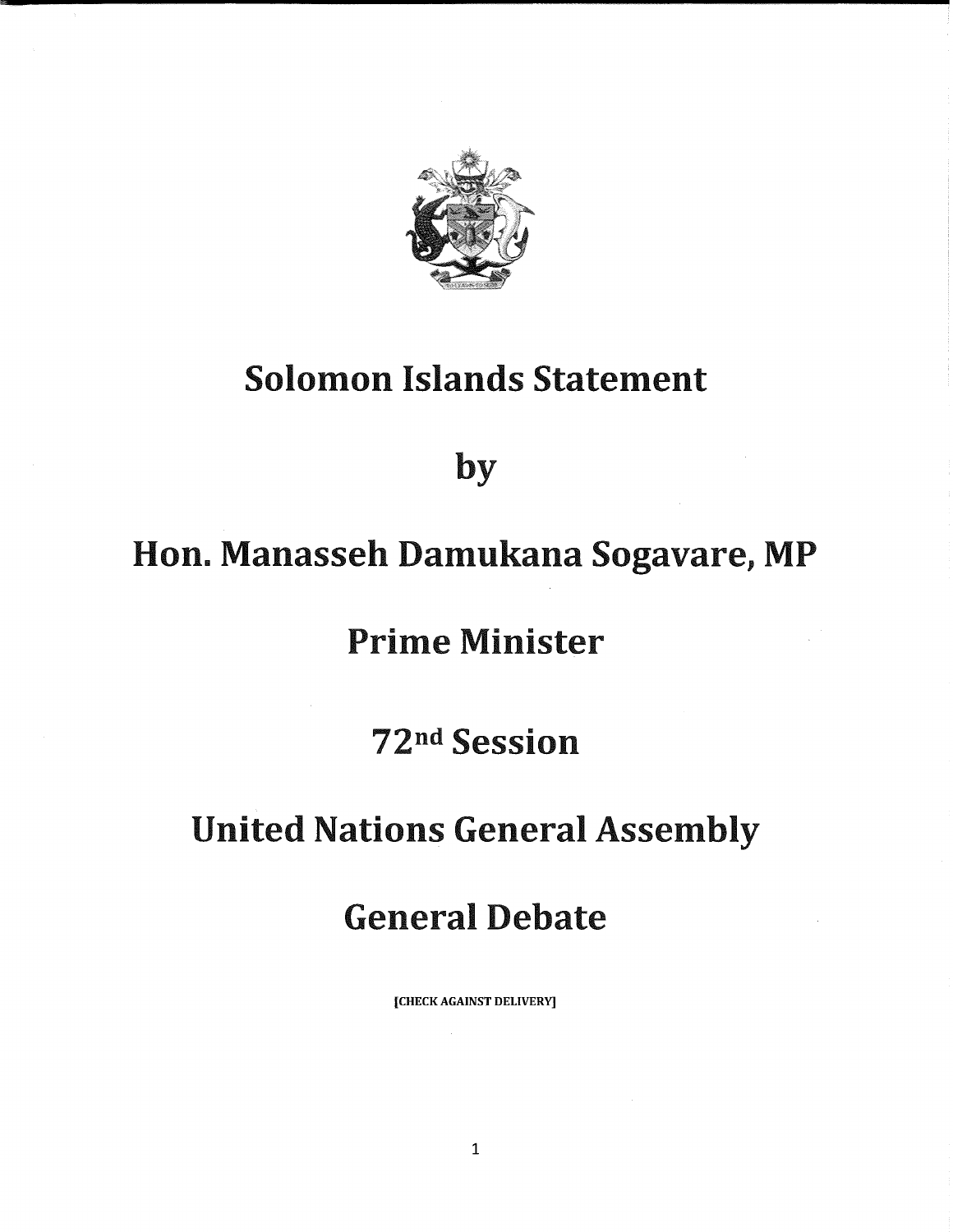# Solomon Islands Statement

# by

# Hon. Manasseh Damukana Sogavare, MP

# Prime Minister

# 72nd Session

# United Nations General Assembly

# General Debate

**[CHECK AGAINST DELIVERY]**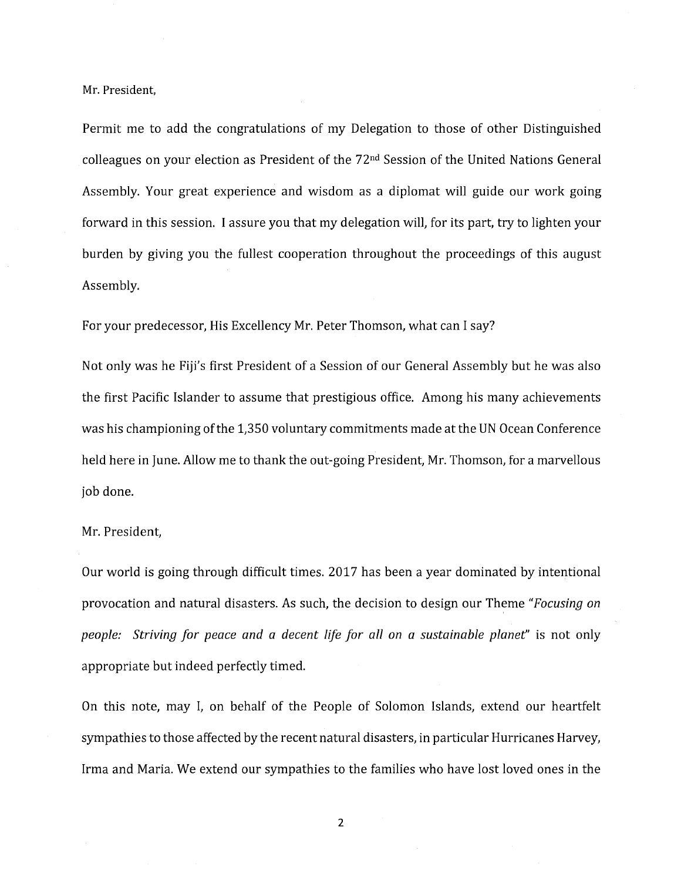Mr. President,

Permit me to add the congratulations of my Delegation to those of other Distinguished colleagues on your election as President of the 72nd Session of the United Nations General Assembly. Your great experience and wisdom as a diplomat will guide our work going forward in this session. I assure you that my delegation will, for its part, try to lighten your burden by giving you the fullest cooperation throughout the proceedings of this august Assembly.

For your predecessor, His Excellency Mr. Peter Thomson, what can I say?

Not only was he Fiji's first President of a Session of our General Assembly but he was also the first Pacific Islander to assume that prestigious office. Among his many achievements was his championing of the 1,350 voluntary commitments made at the UN Ocean Conference held here in June. Allow me to thank the out-going President, Mr. Thomson, for a marvellous job done.

Mr. President,

Our world is going through difficult times. 2017 has been a year dominated by intentional provocation and natural disasters. As such, the decision to design our Theme *"Focusing on people: Striving for peace and a decent life for all on a sustainable planet"* is not only appropriate but indeed perfectly timed.

On this note, may I, on behalf of the People of Solomon Islands, extend our heartfelt sympathies to those affected by the recent natural disasters, in particular Hurricanes Harvey, Irma and Maria. We extend our sympathies to the families who have lost loved ones in the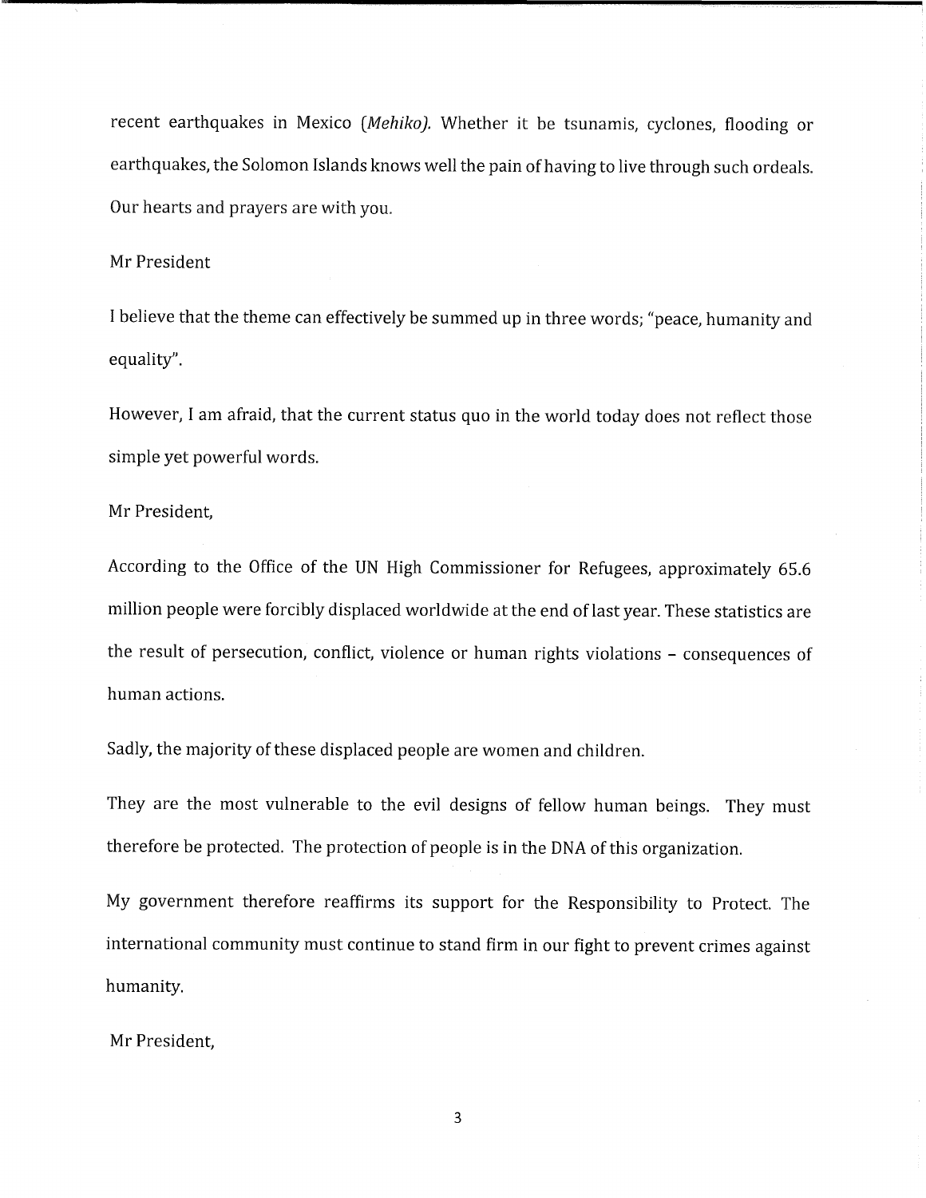recent earthquakes in Mexico (*Mehiko).* Whether it be tsunamis, cyclones, flooding or earthquakes, the Solomon Islands knows well the pain of having to live through such ordeals. Our hearts and prayers are with you.

Mr President

I believe that the theme can effectively be summed up in three words; "peace, humanity and equality".

However, I am afraid, that the current status quo in the world today does not reflect those simple yet powerful words.

Mr President,

According to the Office of the UN High Commissioner for Refugees, approximately 65.6 million people were forcibly displaced worldwide at the end of last year. These statistics are the result of persecution, conflict, violence or human rights violations – consequences of human actions.

Sadly, the majority of these displaced people are women and children.

They are the most vulnerable to the evil designs of fellow human beings. They must therefore be protected. The protection of people is in the DNA of this organization.

My government therefore reaffirms its support for the Responsibility to Protect. The international community must continue to stand firm in our fight to prevent crimes against humanity.

Mr President,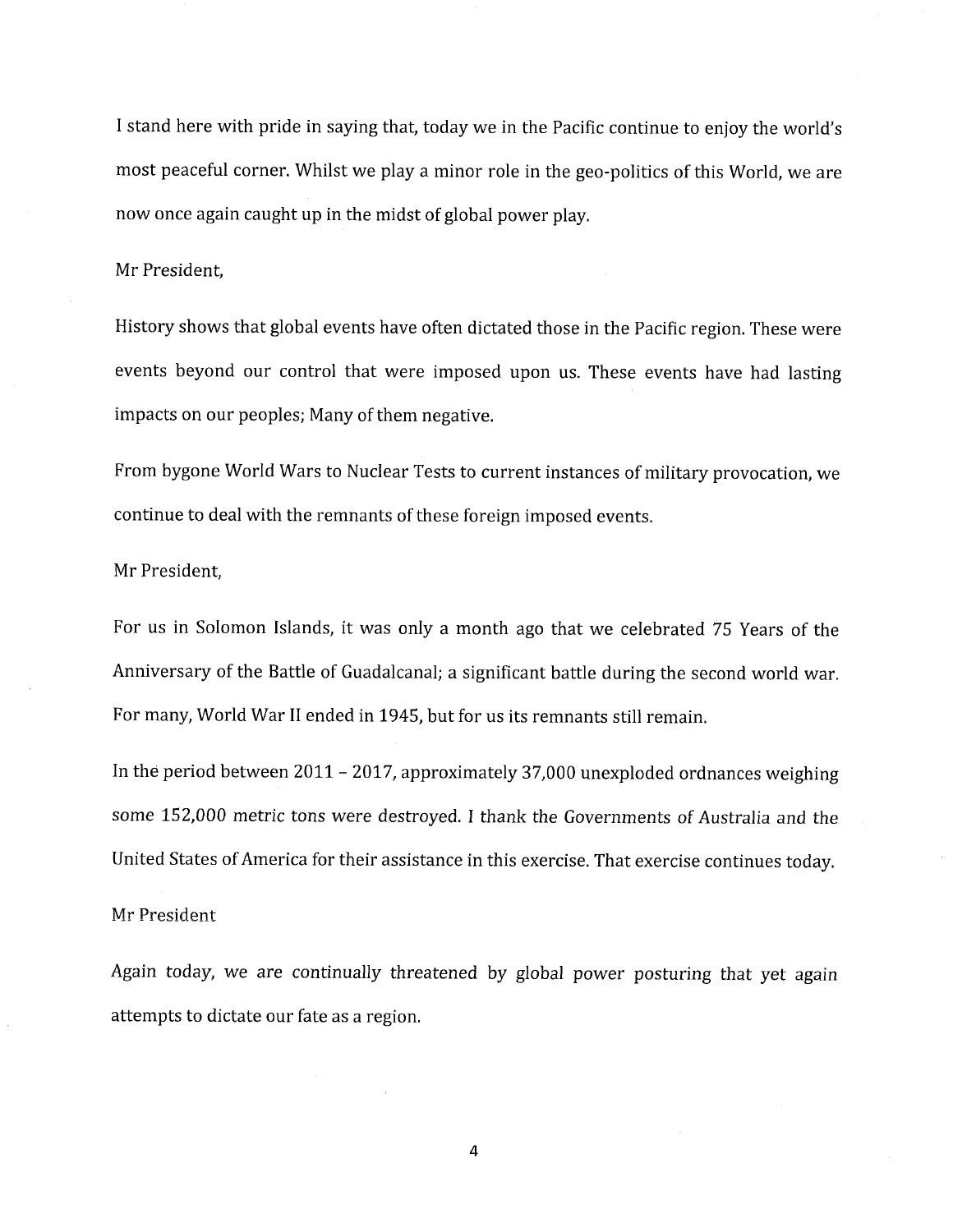I stand here with pride in saying that, today we in the Pacific continue to enjoy the world's most peaceful corner. Whilst we play a minor role in the geo-politics of this World, we are now once again caught up in the midst of global power play.

Mr President,

History shows that global events have often dictated those in the Pacific region. These were events beyond our control that were imposed upon us. These events have had lasting impacts on our peoples; Many of them negative.

From bygone World Wars to Nuclear Tests to current instances of military provocation, we continue to deal with the remnants of these foreign imposed events.

Mr President,

For us in Solomon Islands, it was only a month ago that we celebrated 75 Years of the Anniversary of the Battle of Guadalcanal; a significant battle during the second world war. For many, World War II ended in 1945, but for us its remnants still remain.

In the period between 2011 – 2017, approximately 37,000 unexploded ordnances weighing some 152,000 metric tons were destroyed. I thank the Governments of Australia and the United States of America for their assistance in this exercise. That exercise continues today.

Mr President

Again today, we are continually threatened by global power posturing that yet again attempts to dictate our fate as a region.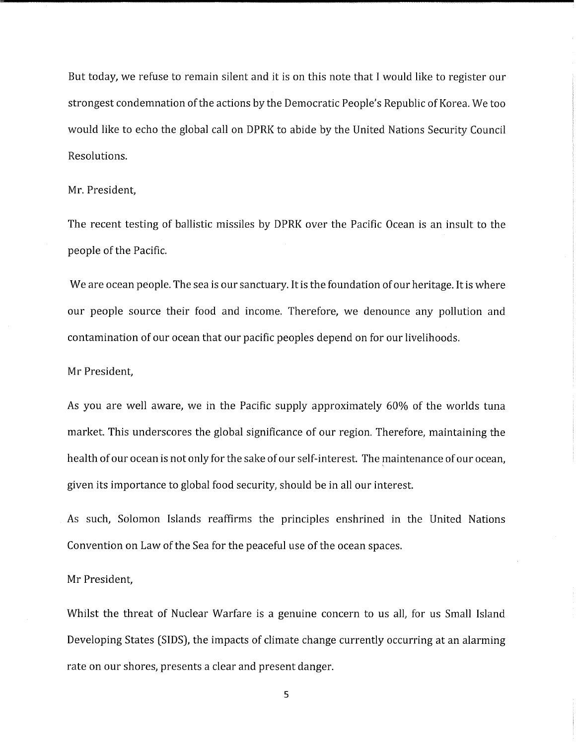But today, we refuse to remain silent and it is on this note that I would like to register our strongest condemnation of the actions by the Democratic People's Republic of Korea. We too would like to echo the global call on DPRK to abide by the United Nations Security Council Resolutions.

Mr. President,

The recent testing of ballistic missiles by DPRK over the Pacific Ocean is an insult to the people of the Pacific.

We are ocean people. The sea is our sanctuary. It is the foundation of our heritage. It is where our people source their food and income. Therefore, we denounce any pollution and contamination of our ocean that our pacific peoples depend on for our livelihoods.

Mr President,

As you are well aware, we in the Pacific supply approximately 60% of the worlds tuna market. This underscores the global significance of our region. Therefore, maintaining the health of our ocean is not only for the sake of our self-interest. The maintenance of our ocean, given its importance to global food security, should be in all our interest.

As such, Solomon Islands reaffirms the principles enshrined in the United Nations Convention on Law of the Sea for the peaceful use of the ocean spaces.

Mr President,

Whilst the threat of Nuclear Warfare is a genuine concern to us all, for us Small Island Developing States (SIDS), the impacts of climate change currently occurring at an alarming rate on our shores, presents a clear and present danger.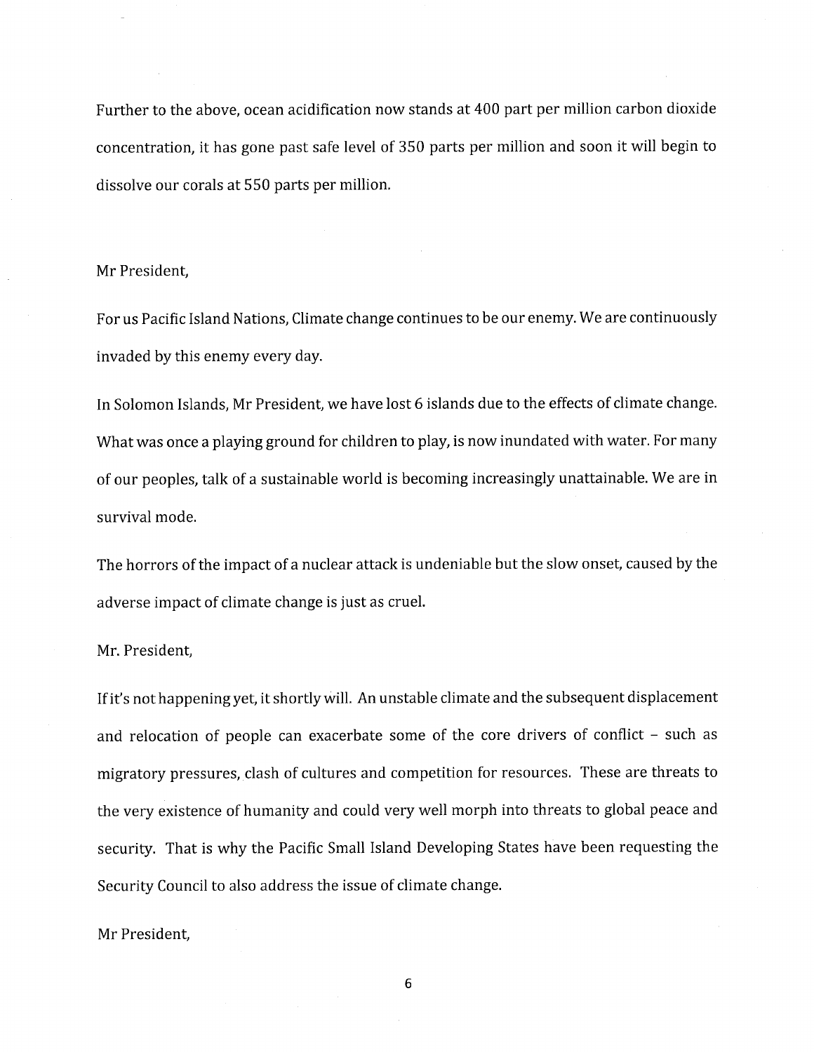Further to the above, ocean acidification now stands at 400 part per million carbon dioxide concentration, it has gone past safe level of 350 parts per million and soon it will begin to dissolve our corals at 550 parts per million.

Mr President,

For us Pacific Island Nations, Climate change continues to be our enemy. We are continuously invaded by this enemy every day.

In Solomon Islands, Mr President, we have lost 6 islands due to the effects of climate change. What was once a playing ground for children to play, is now inundated with water. For many of our peoples, talk of a sustainable world is becoming increasingly unattainable. We are in survival mode.

The horrors of the impact of a nuclear attack is undeniable but the slow onset, caused by the adverse impact of climate change is just as cruel.

Mr. President,

If it's not happening yet, it shortly will. An unstable climate and the subsequent displacement and relocation of people can exacerbate some of the core drivers of conflict – such as migratory pressures, clash of cultures and competition for resources. These are threats to the very existence of humanity and could very well morph into threats to global peace and security. That is why the Pacific Small Island Developing States have been requesting the Security Council to also address the issue of climate change.

Mr President,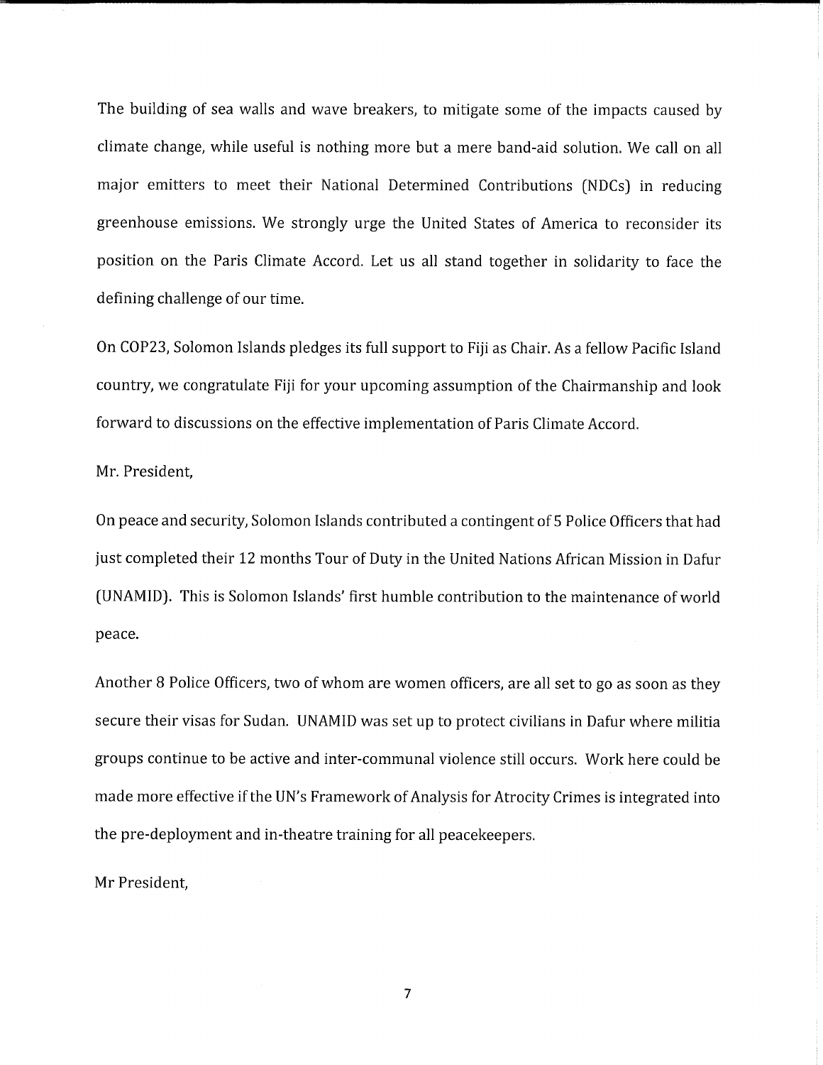The building of sea walls and wave breakers, to mitigate some of the impacts caused by climate change, while useful is nothing more but a mere band-aid solution. We call on all major emitters to meet their National Determined Contributions (NDCs) in reducing greenhouse emissions. We strongly urge the United States of America to reconsider its position on the Paris Climate Accord. Let us all stand together in solidarity to face the defining challenge of our time.

On COP23, Solomon Islands pledges its full support to Fiji as Chair. As a fellow Pacific Island country, we congratulate Fiji for your upcoming assumption of the Chairmanship and look forward to discussions on the effective implementation of Paris Climate Accord.

Mr. President,

On peace and security, Solomon Islands contributed a contingent of 5 Police Officers that had just completed their 12 months Tour of Duty in the United Nations African Mission in Dafur (UNAMID). This is Solomon Islands' first humble contribution to the maintenance of world peace.

Another 8 Police Officers, two of whom are women officers, are all set to go as soon as they secure their visas for Sudan. UNAMID was set up to protect civilians in Dafur where militia groups continue to be active and inter-communal violence still occurs. Work here could be made more effective if the UN's Framework of Analysis for Atrocity Crimes is integrated into the pre-deployment and in-theatre training for all peacekeepers.

Mr President,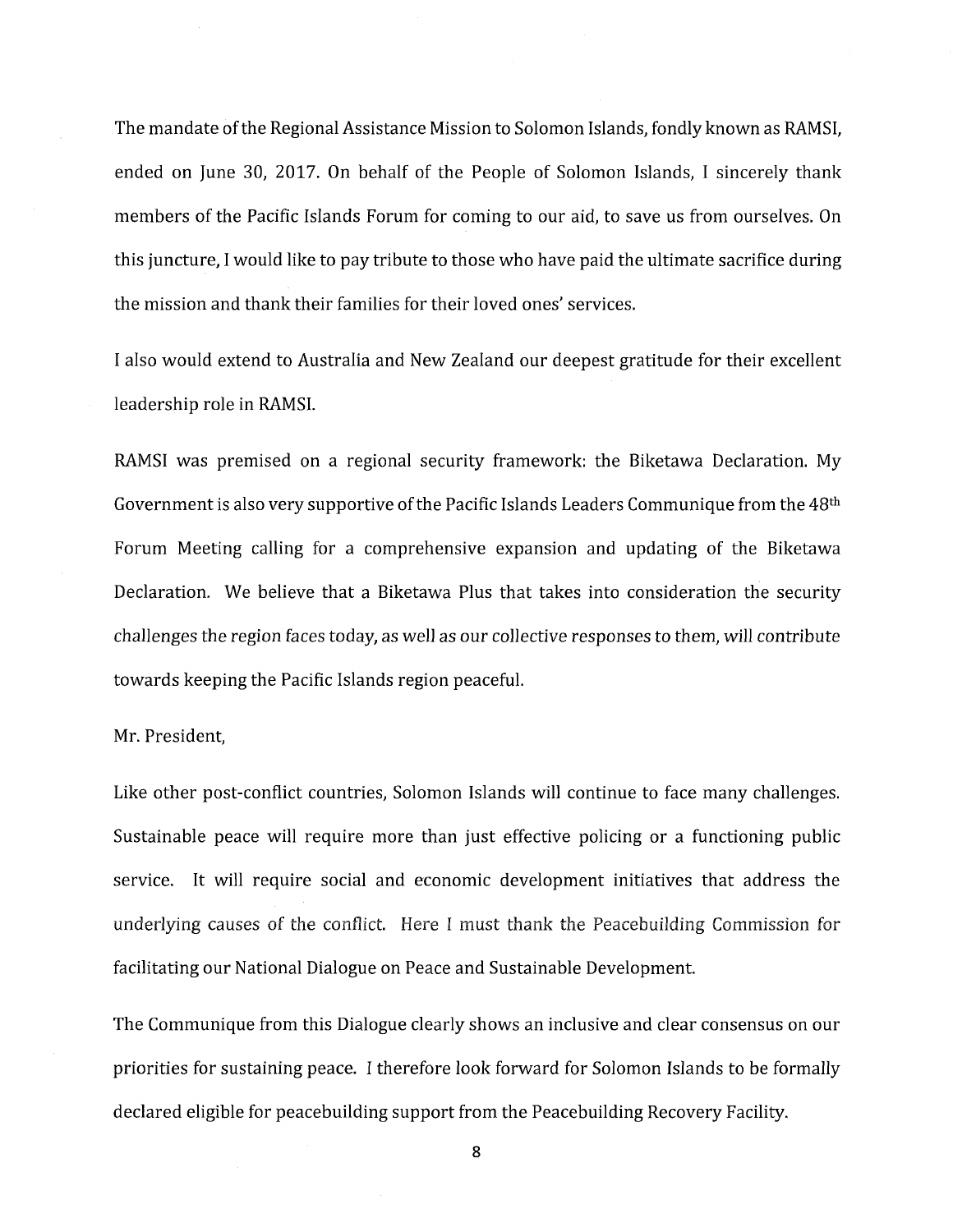The mandate of the Regional Assistance Mission to Solomon Islands, fondly known as RAMSI, ended on June 30, 2017. On behalf of the People of Solomon Islands, I sincerely thank members of the Pacific Islands Forum for coming to our aid, to save us from ourselves. On this juncture, I would like to pay tribute to those who have paid the ultimate sacrifice during the mission and thank their families for their loved ones' services.

I also would extend to Australia and New Zealand our deepest gratitude for their excellent leadership role in RAMSI.

RAMSI was premised on a regional security framework: the Biketawa Declaration. My Government is also very supportive of the Pacific Islands Leaders Communique from the 48th Forum Meeting calling for a comprehensive expansion and updating of the Biketawa Declaration. We believe that a Biketawa Plus that takes into consideration the security challenges the region faces today, as well as our collective responses to them, will contribute towards keeping the Pacific Islands region peaceful.

Mr. President,

Like other post-conflict countries, Solomon Islands will continue to face many challenges. Sustainable peace will require more than just effective policing or a functioning public service. It will require social and economic development initiatives that address the underlying causes of the conflict. Here I must thank the Peacebuilding Commission for facilitating our National Dialogue on Peace and Sustainable Development.

The Communique from this Dialogue clearly shows an inclusive and clear consensus on our priorities for sustaining peace. I therefore look forward for Solomon Islands to be formally declared eligible for peacebuilding support from the Peacebuilding Recovery Facility.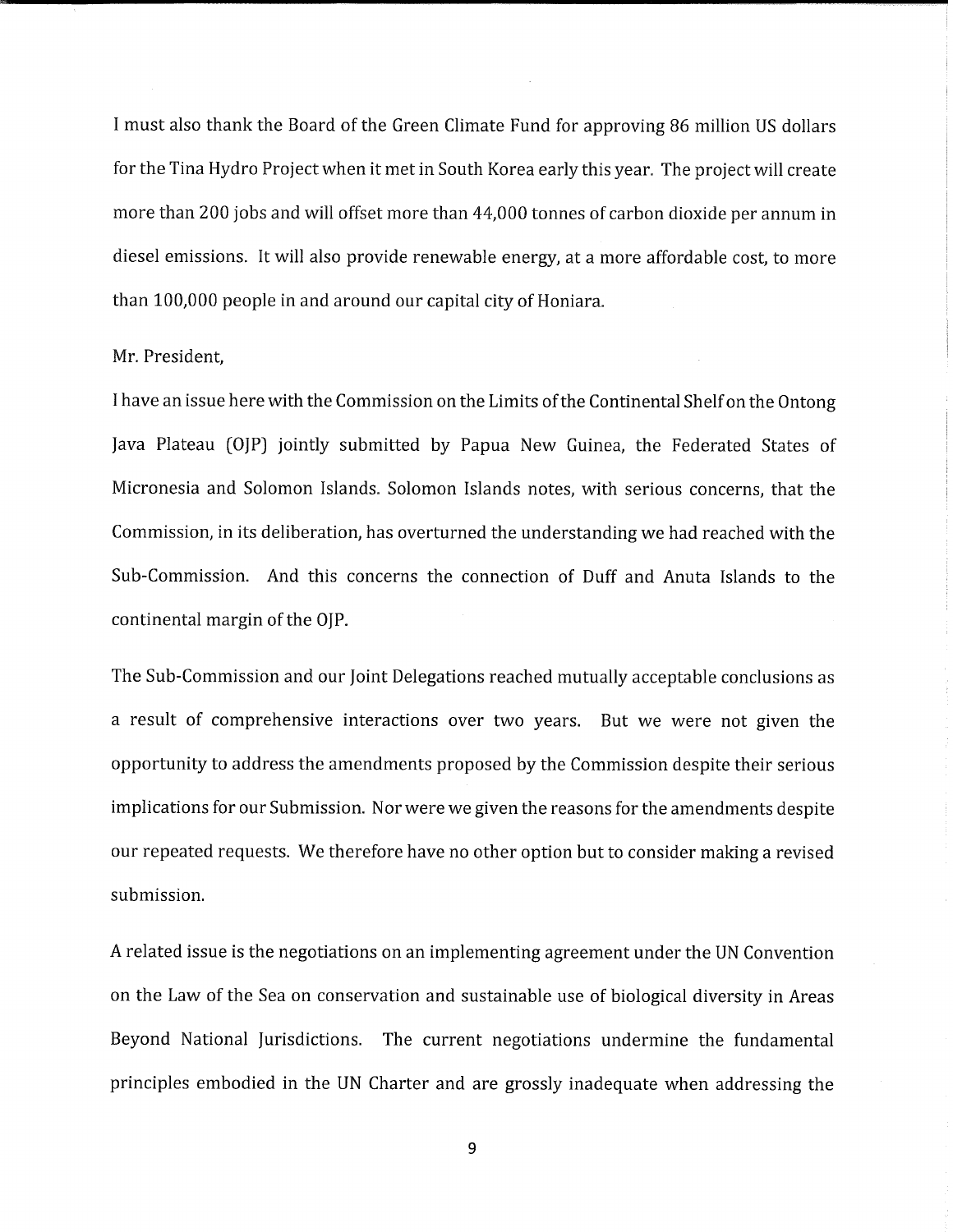I must also thank the Board of the Green Climate Fund for approving 86 million US dollars for the Tina Hydro Project when it met in South Korea early this year. The project will create more than 200 jobs and will offset more than 44,000 tonnes of carbon dioxide per annum in diesel emissions. It will also provide renewable energy, at a more affordable cost, to more than 100,000 people in and around our capital city of Honiara.

Mr. President,

I have an issue here with the Commission on the Limits of the Continental Shelf on the Ontong Java Plateau (OJP) jointly submitted by Papua New Guinea, the Federated States of Micronesia and Solomon Islands. Solomon Islands notes, with serious concerns, that the Commission, in its deliberation, has overturned the understanding we had reached with the Sub-Commission. And this concerns the connection of Duff and Anuta Islands to the continental margin of the OJP.

The Sub-Commission and our Joint Delegations reached mutually acceptable conclusions as a result of comprehensive interactions over two years. But we were not given the opportunity to address the amendments proposed by the Commission despite their serious implications for our Submission. Nor were we given the reasons for the amendments despite our repeated requests. We therefore have no other option but to consider making a revised submission.

A related issue is the negotiations on an implementing agreement under the UN Convention on the Law of the Sea on conservation and sustainable use of biological diversity in Areas Beyond National Jurisdictions. The current negotiations undermine the fundamental principles embodied in the UN Charter and are grossly inadequate when addressing the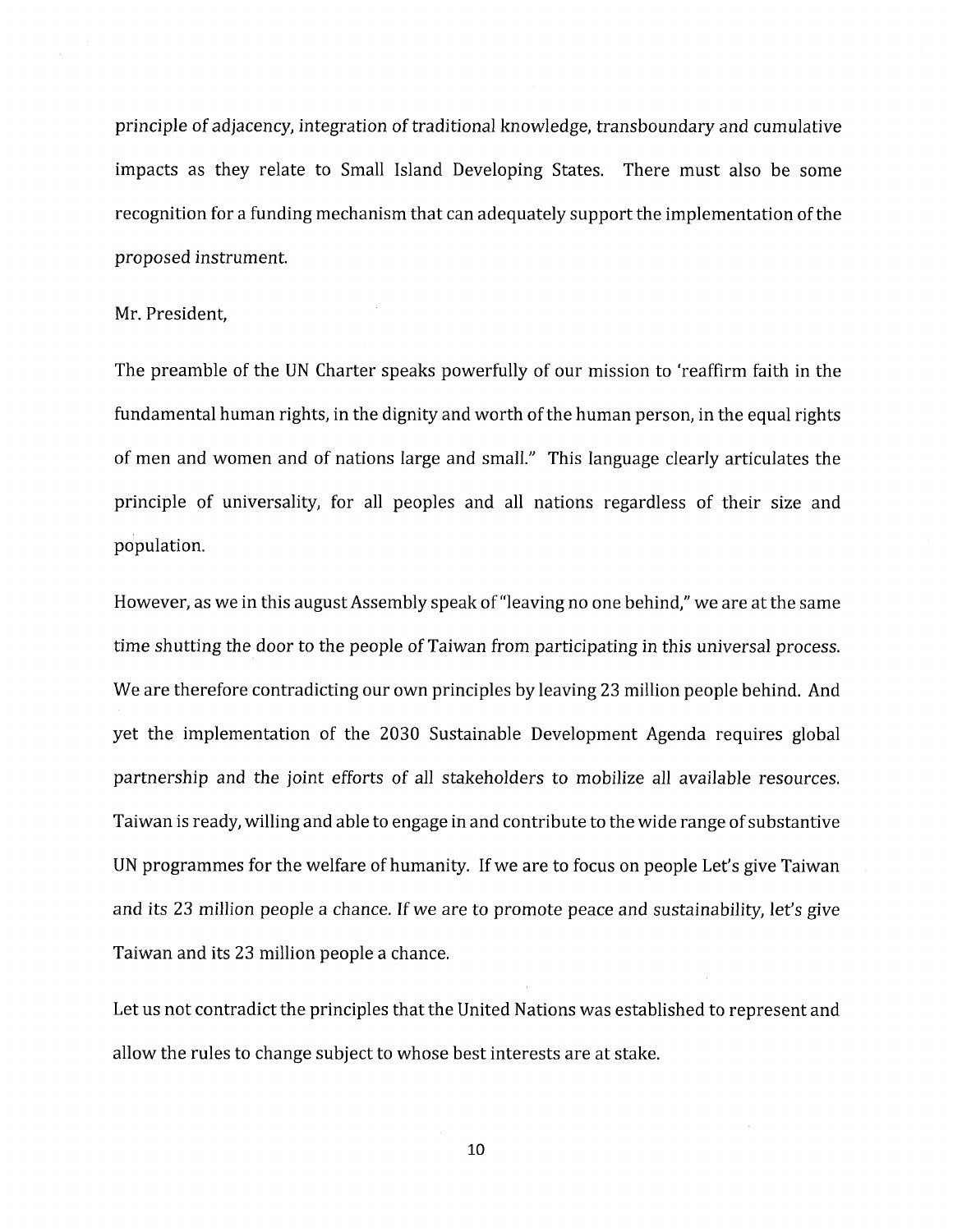principle of adjacency, integration of traditional knowledge, transboundary and cumulative impacts as they relate to Small Island Developing States. There must also be some recognition for a funding mechanism that can adequately support the implementation of the proposed instrument.

Mr. President,

The preamble of the UN Charter speaks powerfully of our mission to 'reaffirm faith in the fundamental human rights, in the dignity and worth of the human person, in the equal rights of men and women and of nations large and small." This language clearly articulates the principle of universality, for all peoples and all nations regardless of their size and population.

However, as we in this august Assembly speak of "leaving no one behind," we are at the same time shutting the door to the people of Taiwan from participating in this universal process. We are therefore contradicting our own principles by leaving 23 million people behind. And yet the implementation of the 2030 Sustainable Development Agenda requires global partnership and the joint efforts of all stakeholders to mobilize all available resources. Taiwan is ready, willing and able to engage in and contribute to the wide range of substantive UN programmes for the welfare of humanity. If we are to focus on people Let's give Taiwan and its 23 million people a chance. If we are to promote peace and sustainability, let's give Taiwan and its 23 million people a chance.

Let us not contradict the principles that the United Nations was established to represent and allow the rules to change subject to whose best interests are at stake.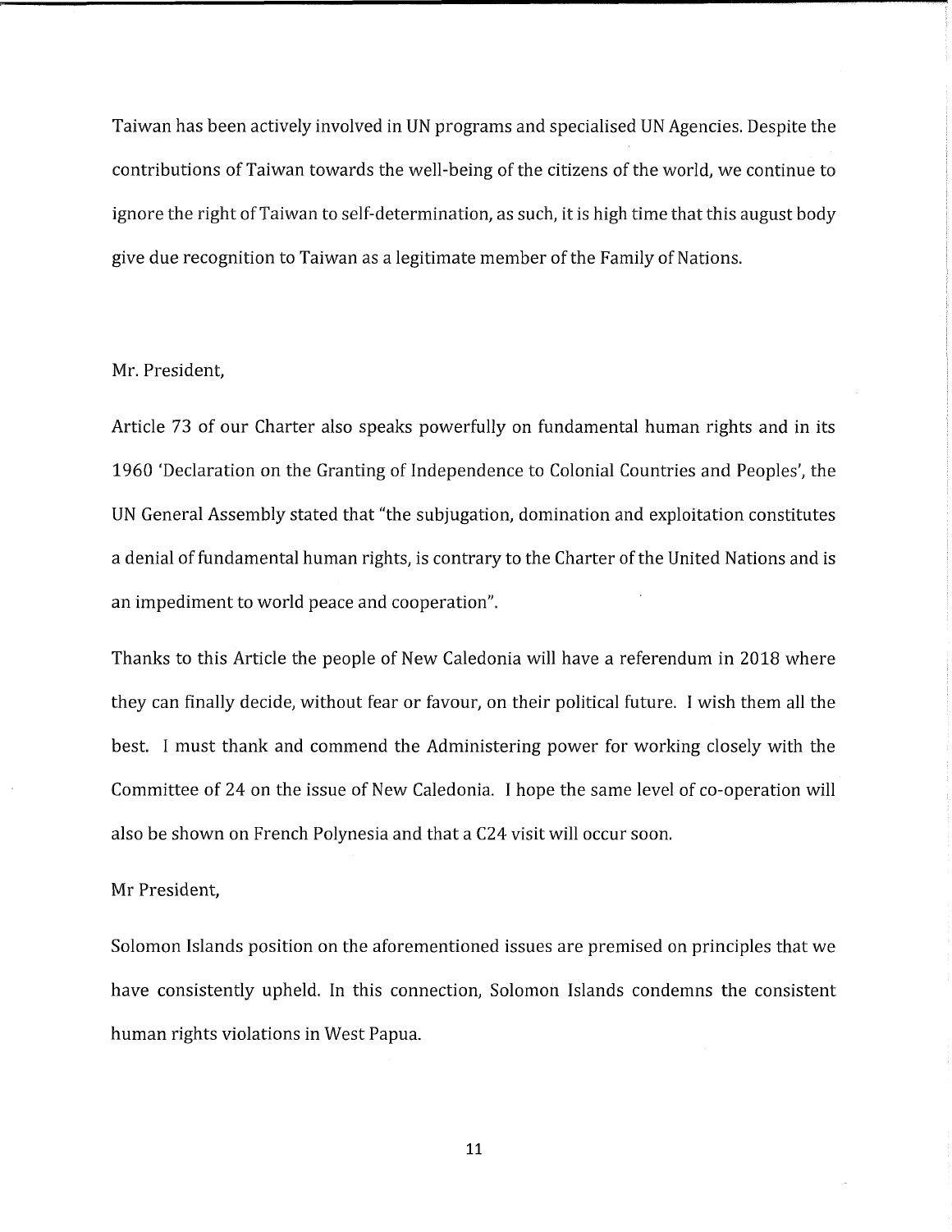Taiwan has been actively involved in UN programs and specialised UN Agencies. Despite the contributions of Taiwan towards the well-being of the citizens of the world, we continue to ignore the right of Taiwan to self-determination, as such, it is high time that this august body give due recognition to Taiwan as a legitimate member of the Family of Nations.

Mr. President,

Article 73 of our Charter also speaks powerfully on fundamental human rights and in its 1960 'Declaration on the Granting of Independence to Colonial Countries and Peoples', the UN General Assembly stated that "the subjugation, domination and exploitation constitutes a denial of fundamental human rights, is contrary to the Charter of the United Nations and is an impediment to world peace and cooperation".

Thanks to this Article the people of New Caledonia will have a referendum in 2018 where they can finally decide, without fear or favour, on their political future. I wish them all the best. I must thank and commend the Administering power for working closely with the Committee of 24 on the issue of New Caledonia. I hope the same level of co-operation will also be shown on French Polynesia and that a C24 visit will occur soon.

Mr President,

Solomon Islands position on the aforementioned issues are premised on principles that we have consistently upheld. In this connection, Solomon Islands condemns the consistent human rights violations in West Papua.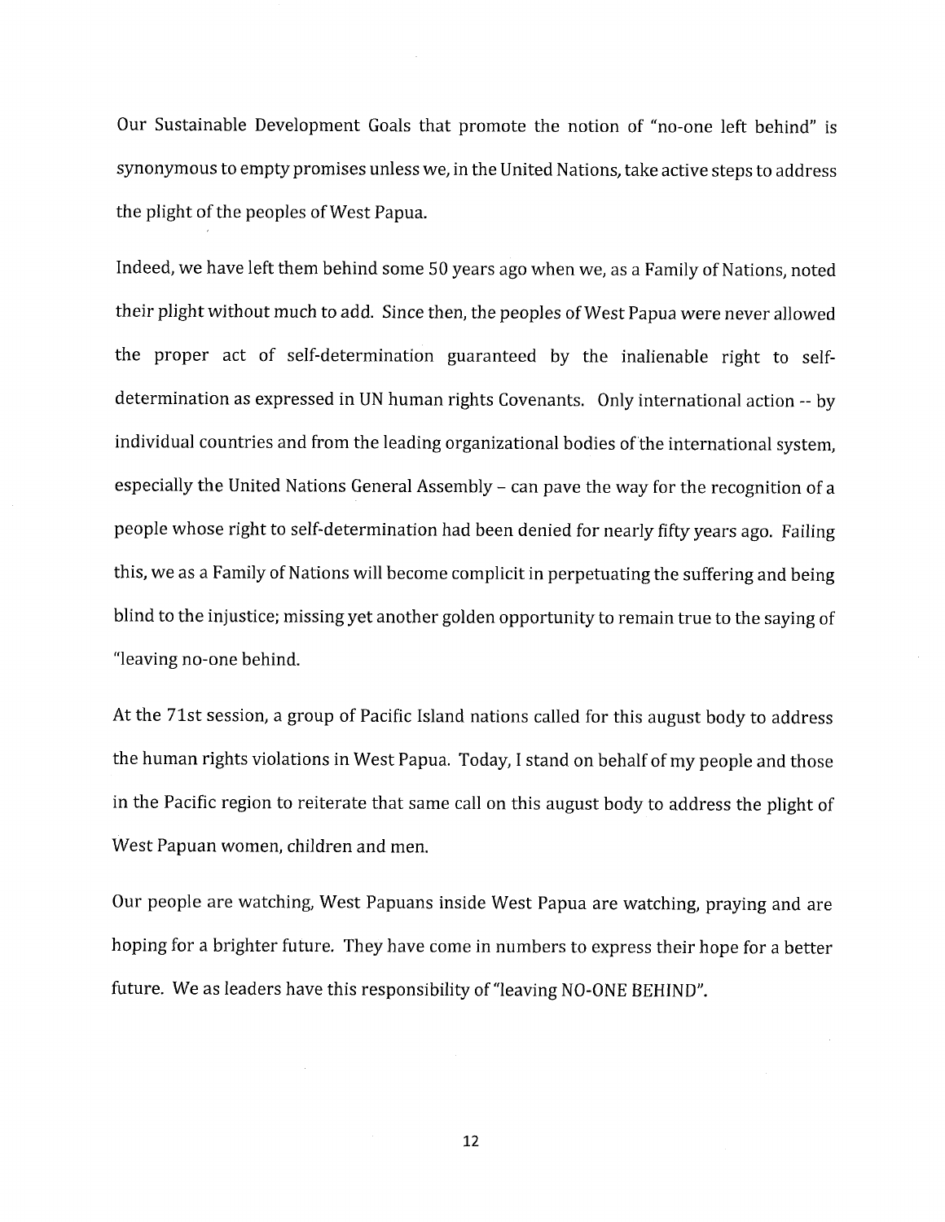Our Sustainable Development Goals that promote the notion of "no-one left behind" is synonymous to empty promises unless we, in the United Nations, take active steps to address the plight of the peoples of West Papua.

Indeed, we have left them behind some 50 years ago when we, as a Family of Nations, noted their plight without much to add. Since then, the peoples of West Papua were never allowed the proper act of self-determination guaranteed by the inalienable right to self-determination as expressed in UN human rights Covenants. Only international action -- by individual countries and from the leading organizational bodies of the international system, especially the United Nations General Assembly – can pave the way for the recognition of a people whose right to self-determination had been denied for nearly fifty years ago. Failing this, we as a Family of Nations will become complicit in perpetuating the suffering and being blind to the injustice; missing yet another golden opportunity to remain true to the saying of "leaving no-one behind.

At the 71st session, a group of Pacific Island nations called for this august body to address the human rights violations in West Papua. Today, I stand on behalf of my people and those in the Pacific region to reiterate that same call on this august body to address the plight of West Papuan women, children and men.

Our people are watching, West Papuans inside West Papua are watching, praying and are hoping for a brighter future. They have come in numbers to express their hope for a better future. We as leaders have this responsibility of "leaving NO-ONE BEHIND".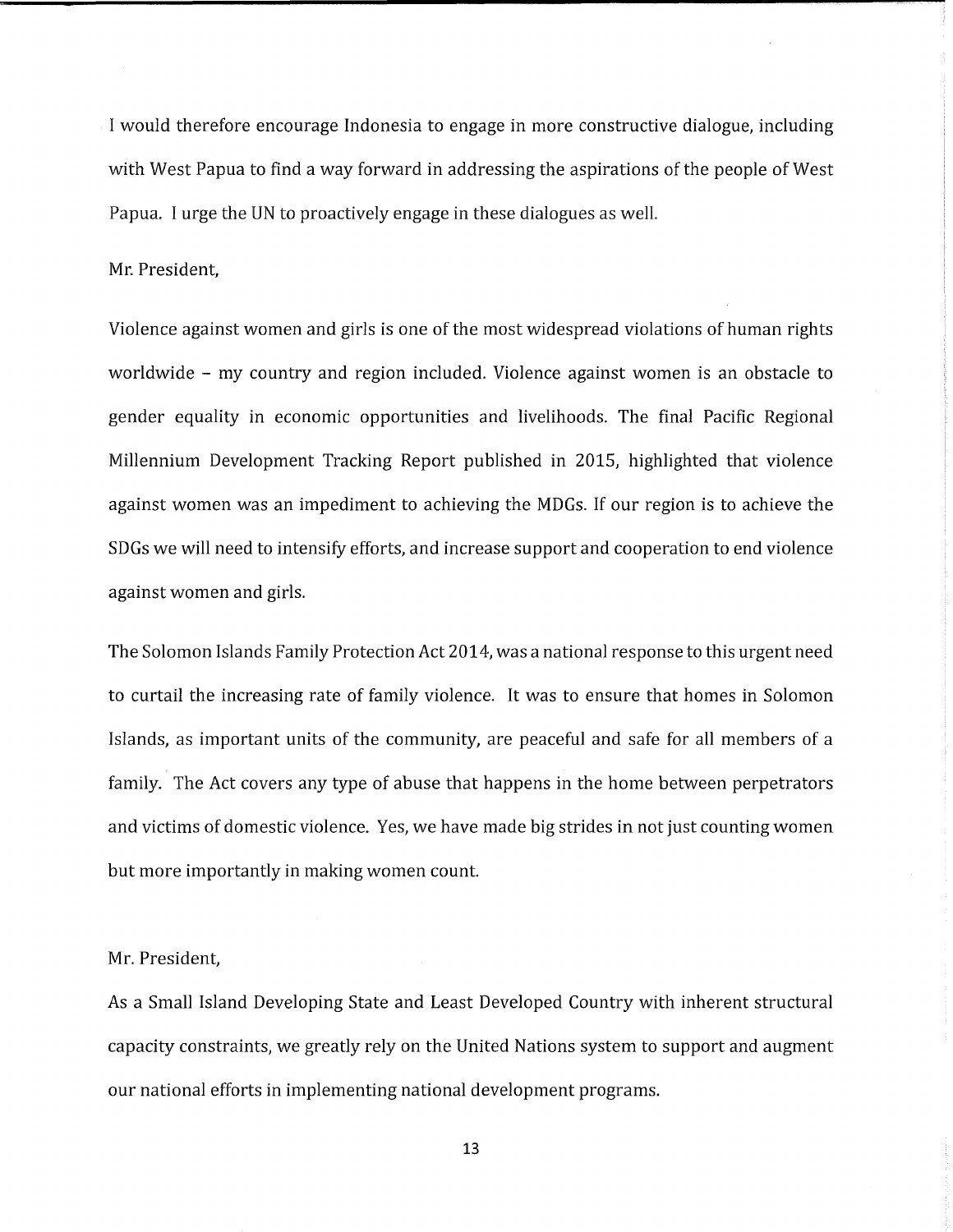I would therefore encourage Indonesia to engage in more constructive dialogue, including with West Papua to find a way forward in addressing the aspirations of the people of West Papua. I urge the UN to proactively engage in these dialogues as well.

Mr. President,

Violence against women and girls is one of the most widespread violations of human rights worldwide – my country and region included. Violence against women is an obstacle to gender equality in economic opportunities and livelihoods. The final Pacific Regional Millennium Development Tracking Report published in 2015, highlighted that violence against women was an impediment to achieving the MDGs. If our region is to achieve the SDGs we will need to intensify efforts, and increase support and cooperation to end violence against women and girls.

The Solomon Islands Family Protection Act 2014, was a national response to this urgent need to curtail the increasing rate of family violence. It was to ensure that homes in Solomon Islands, as important units of the community, are peaceful and safe for all members of a family. The Act covers any type of abuse that happens in the home between perpetrators and victims of domestic violence. Yes, we have made big strides in not just counting women but more importantly in making women count.

Mr. President,

As a Small Island Developing State and Least Developed Country with inherent structural capacity constraints, we greatly rely on the United Nations system to support and augment our national efforts in implementing national development programs.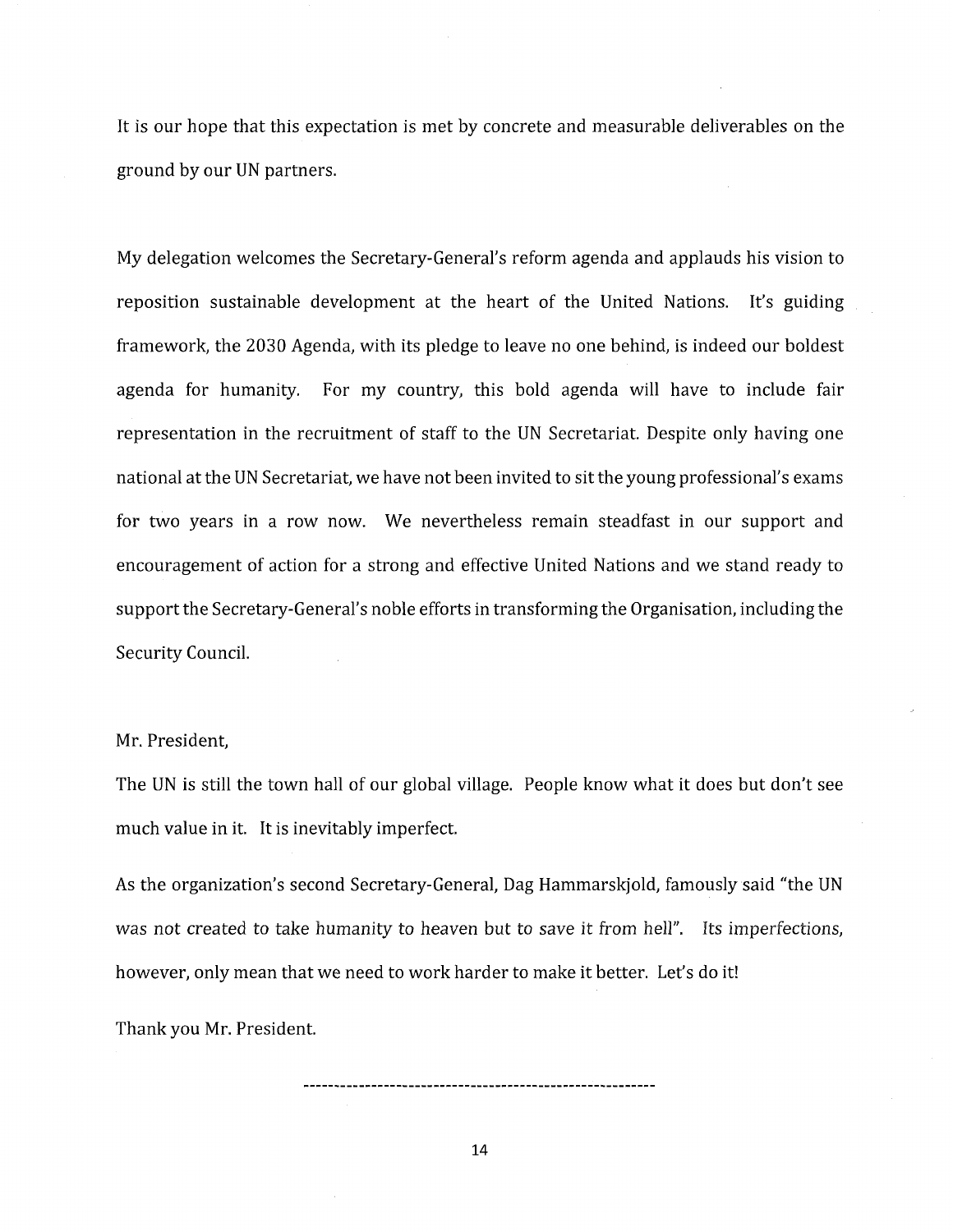It is our hope that this expectation is met by concrete and measurable deliverables on the ground by our UN partners.

My delegation welcomes the Secretary-General's reform agenda and applauds his vision to reposition sustainable development at the heart of the United Nations. It's guiding framework, the 2030 Agenda, with its pledge to leave no one behind, is indeed our boldest agenda for humanity. For my country, this bold agenda will have to include fair representation in the recruitment of staff to the UN Secretariat. Despite only having one national at the UN Secretariat, we have not been invited to sit the young professional's exams for two years in a row now. We nevertheless remain steadfast in our support and encouragement of action for a strong and effective United Nations and we stand ready to support the Secretary-General's noble efforts in transforming the Organisation, including the Security Council.

Mr. President,

The UN is still the town hall of our global village. People know what it does but don't see much value in it. It is inevitably imperfect.

As the organization's second Secretary-General, Dag Hammarskjold, famously said "the UN was not created to take humanity to heaven but to save it from hell". Its imperfections, however, only mean that we need to work harder to make it better. Let's do it!

Thank you Mr. President.

---